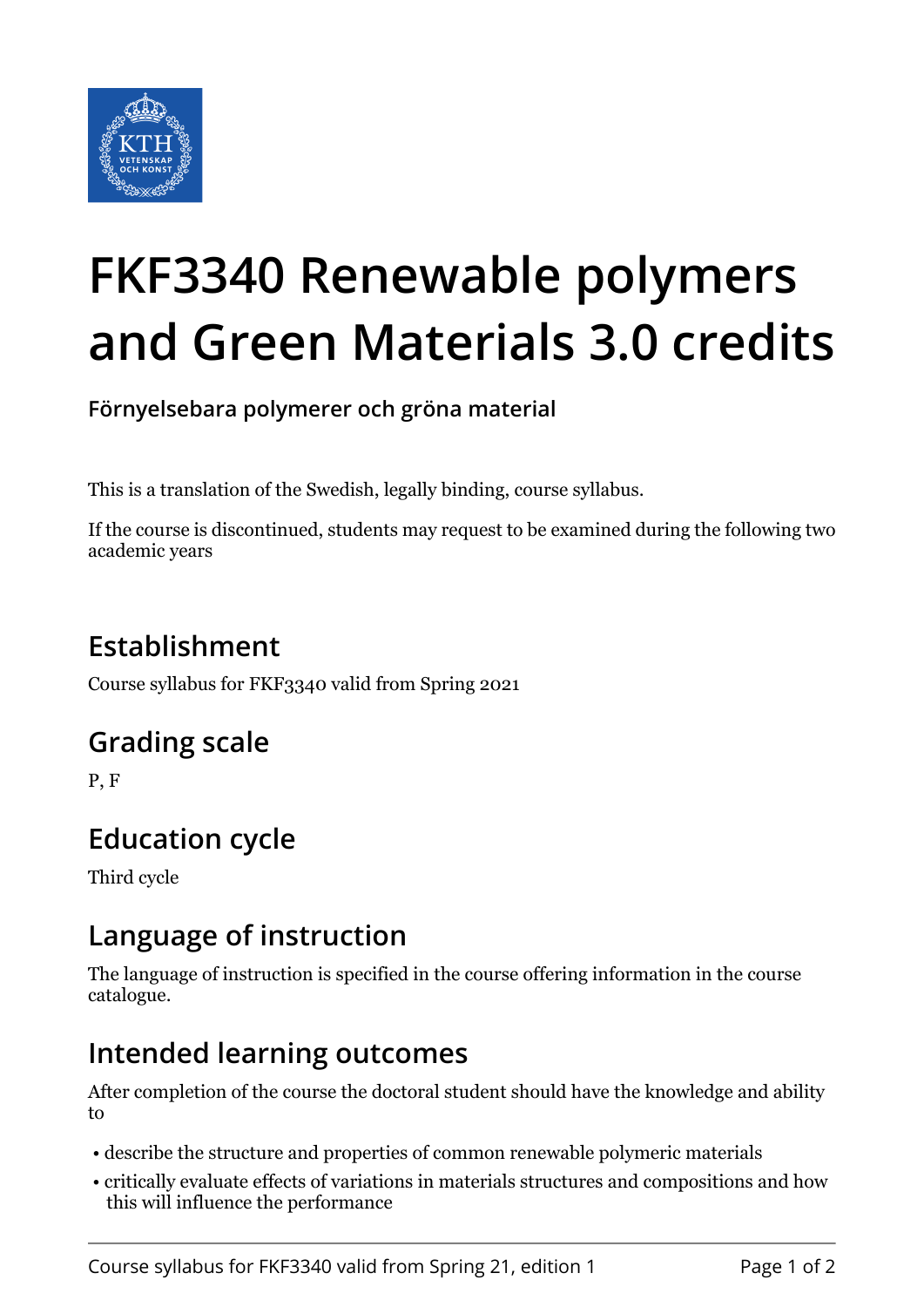# FKF3340 Renewable polymers and Green Materials 3.0 credits

**Förnyelsebara polymerer och gröna material**

This is a translation of the Swedish, legally binding, course syllabus.

If the course is discontinued, students may request to be examined during the following two academic years

## Establishment

Course syllabus for FKF3340 valid from Spring 2021

## Grading scale

P, F

## Education cycle

Third cycle

## Language of instruction

The language of instruction is specified in the course offering information in the course catalogue.

## Intended learning outcomes

After completion of the course the doctoral student should have the knowledge and ability to

- describe the structure and properties of common renewable polymeric materials
- critically evaluate effects of variations in materials structures and compositions and how this will influence the performance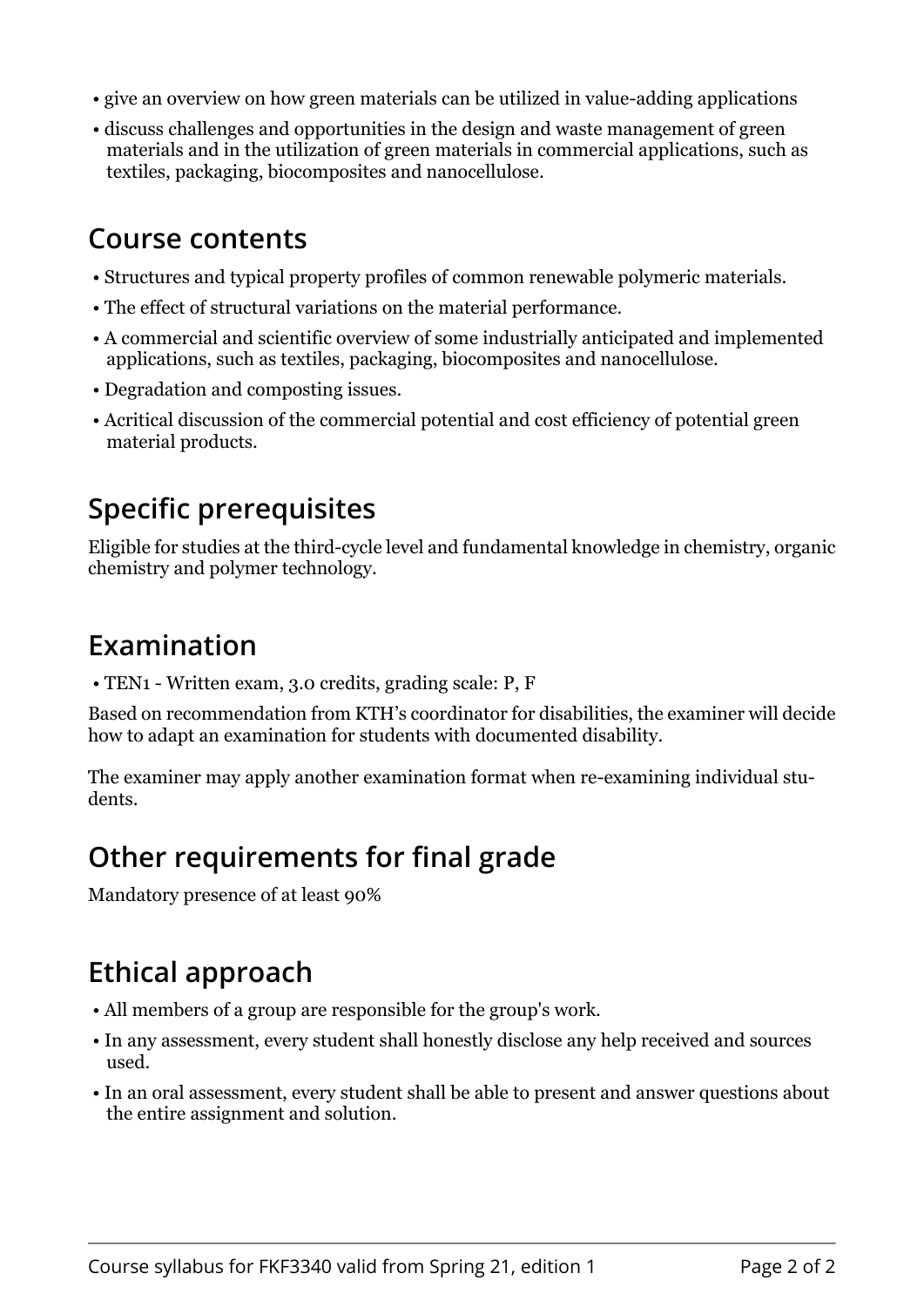- give an overview on how green materials can be utilized in value-adding applications
- discuss challenges and opportunities in the design and waste management of green materials and in the utilization of green materials in commercial applications, such as textiles, packaging, biocomposites and nanocellulose.

## Course contents

- Structures and typical property profiles of common renewable polymeric materials.
- The effect of structural variations on the material performance.
- A commercial and scientific overview of some industrially anticipated and implemented applications, such as textiles, packaging, biocomposites and nanocellulose.
- Degradation and composting issues.
- Acritical discussion of the commercial potential and cost efficiency of potential green material products.

## Specific prerequisites

Eligible for studies at the third-cycle level and fundamental knowledge in chemistry, organic chemistry and polymer technology.

## Examination

- TEN1 - Written exam, 3.0 credits, grading scale: P, F

Based on recommendation from KTH's coordinator for disabilities, the examiner will decide how to adapt an examination for students with documented disability.

The examiner may apply another examination format when re-examining individual students.

## Other requirements for final grade

Mandatory presence of at least 90%

## Ethical approach

- All members of a group are responsible for the group's work.
- In any assessment, every student shall honestly disclose any help received and sources used.
- In an oral assessment, every student shall be able to present and answer questions about the entire assignment and solution.